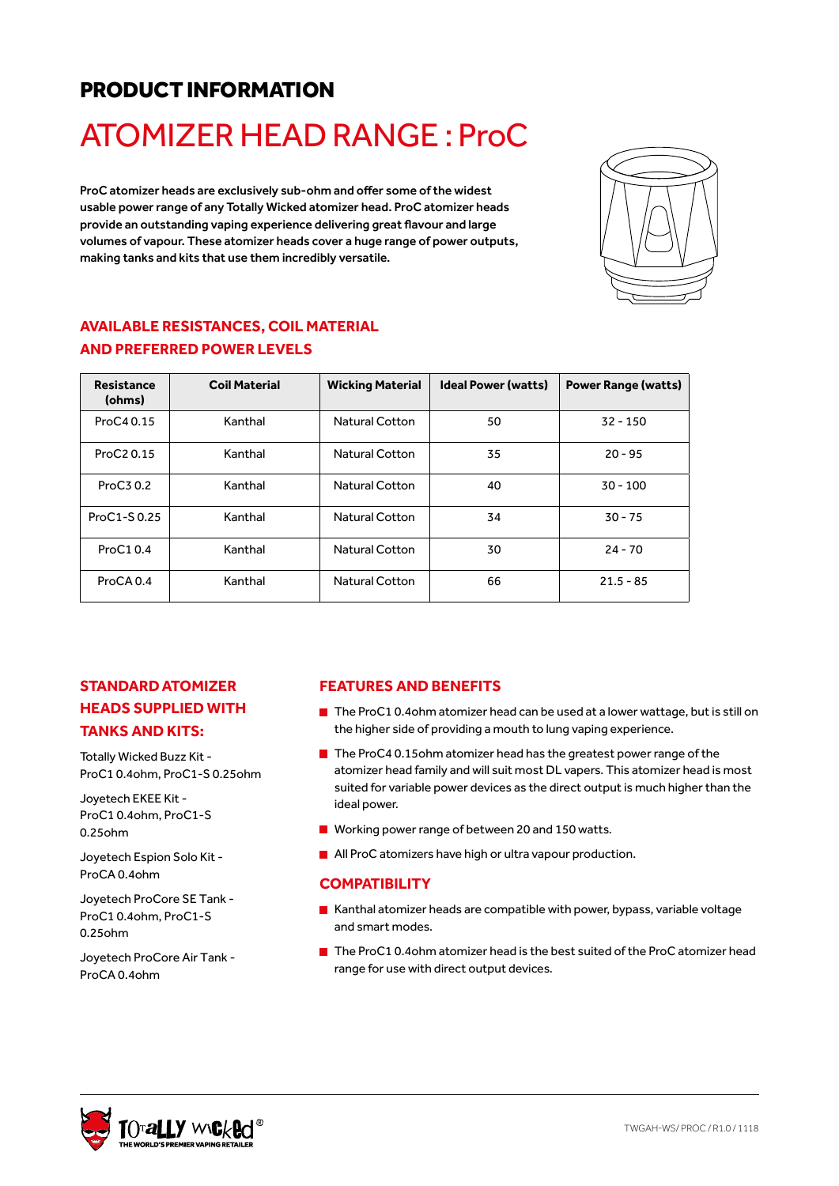# PRODUCT INFORMATION

## ATOMIZER HEAD RANGE : ProC

**ProC atomizer heads are exclusively sub-ohm and offer some of the widest usable power range of any Totally Wicked atomizer head. ProC atomizer heads provide an outstanding vaping experience delivering great flavour and large volumes of vapour. These atomizer heads cover a huge range of power outputs, making tanks and kits that use them incredibly versatile.**

### AVAILABLE RESISTANCES, COIL MATERIAL AND PREFERRED POWER LEVELS

| Resistance (ohms) | Coil Material | Wicking Material | Ideal Power (watts) | Power Range (watts) |
|---|---|---|---|---|
| ProC4 0.15 | Kanthal | Natural Cotton | 50 | 32 - 150 |
| ProC2 0.15 | Kanthal | Natural Cotton | 35 | 20 - 95 |
| ProC3 0.2 | Kanthal | Natural Cotton | 40 | 30 - 100 |
| ProC1-S 0.25 | Kanthal | Natural Cotton | 34 | 30 - 75 |
| ProC1 0.4 | Kanthal | Natural Cotton | 30 | 24 - 70 |
| ProCA 0.4 | Kanthal | Natural Cotton | 66 | 21.5 - 85 |

### STANDARD ATOMIZER HEADS SUPPLIED WITH TANKS AND KITS:

Totally Wicked Buzz Kit - ProC1 0.4ohm, ProC1-S 0.25ohm

Joyetech EKEE Kit - ProC1 0.4ohm, ProC1-S 0.25ohm

Joyetech Espion Solo Kit - ProCA 0.4ohm

Joyetech ProCore SE Tank - ProC1 0.4ohm, ProC1-S 0.25ohm

Joyetech ProCore Air Tank - ProCA 0.4ohm

### FEATURES AND BENEFITS

- The ProC1 0.4ohm atomizer head can be used at a lower wattage, but is still on the higher side of providing a mouth to lung vaping experience.
- The ProC4 0.15ohm atomizer head has the greatest power range of the atomizer head family and will suit most DL vapers. This atomizer head is most suited for variable power devices as the direct output is much higher than the ideal power.
- Working power range of between 20 and 150 watts.
- All ProC atomizers have high or ultra vapour production.

### COMPATIBILITY

- Kanthal atomizer heads are compatible with power, bypass, variable voltage and smart modes.
- The ProC1 0.4ohm atomizer head is the best suited of the ProC atomizer head range for use with direct output devices.

TWGAH-WS/ PROC / R1.0 / 1118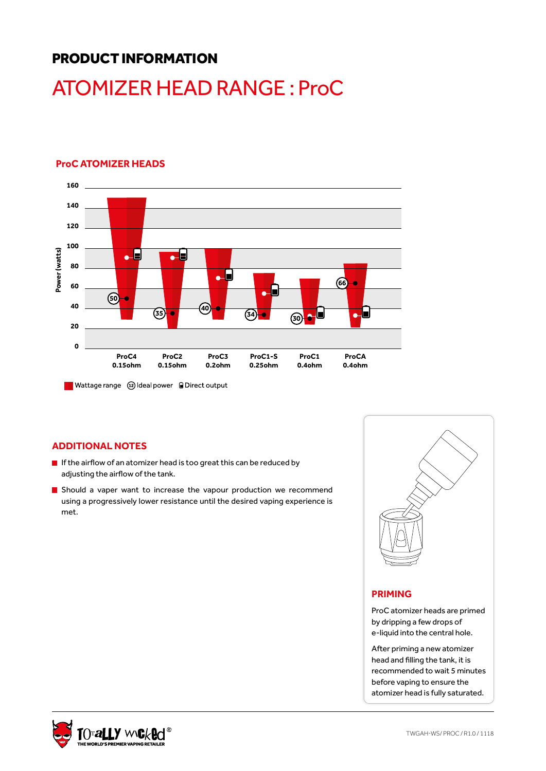# PRODUCT INFORMATION

# ATOMIZER HEAD RANGE : ProC

## ProC ATOMIZER HEADS

Power (watts)

160
140
120
100
80
60
40
20
0

50
35
40
34
30
66

ProC4 0.15ohm
ProC2 0.15ohm
ProC3 0.2ohm
ProC1-S 0.25ohm
ProC1 0.4ohm
ProCA 0.4ohm

Wattage range
12 Ideal power
Direct output

## ADDITIONAL NOTES

- If the airflow of an atomizer head is too great this can be reduced by adjusting the airflow of the tank.
- Should a vaper want to increase the vapour production we recommend using a progressively lower resistance until the desired vaping experience is met.

## PRIMING

ProC atomizer heads are primed by dripping a few drops of e-liquid into the central hole.

After priming a new atomizer head and filling the tank, it is recommended to wait 5 minutes before vaping to ensure the atomizer head is fully saturated.

TOTALLY WICKED® THE WORLD'S PREMIER VAPING RETAILER

TWGAH-WS/ PROC / R1.0 / 1118